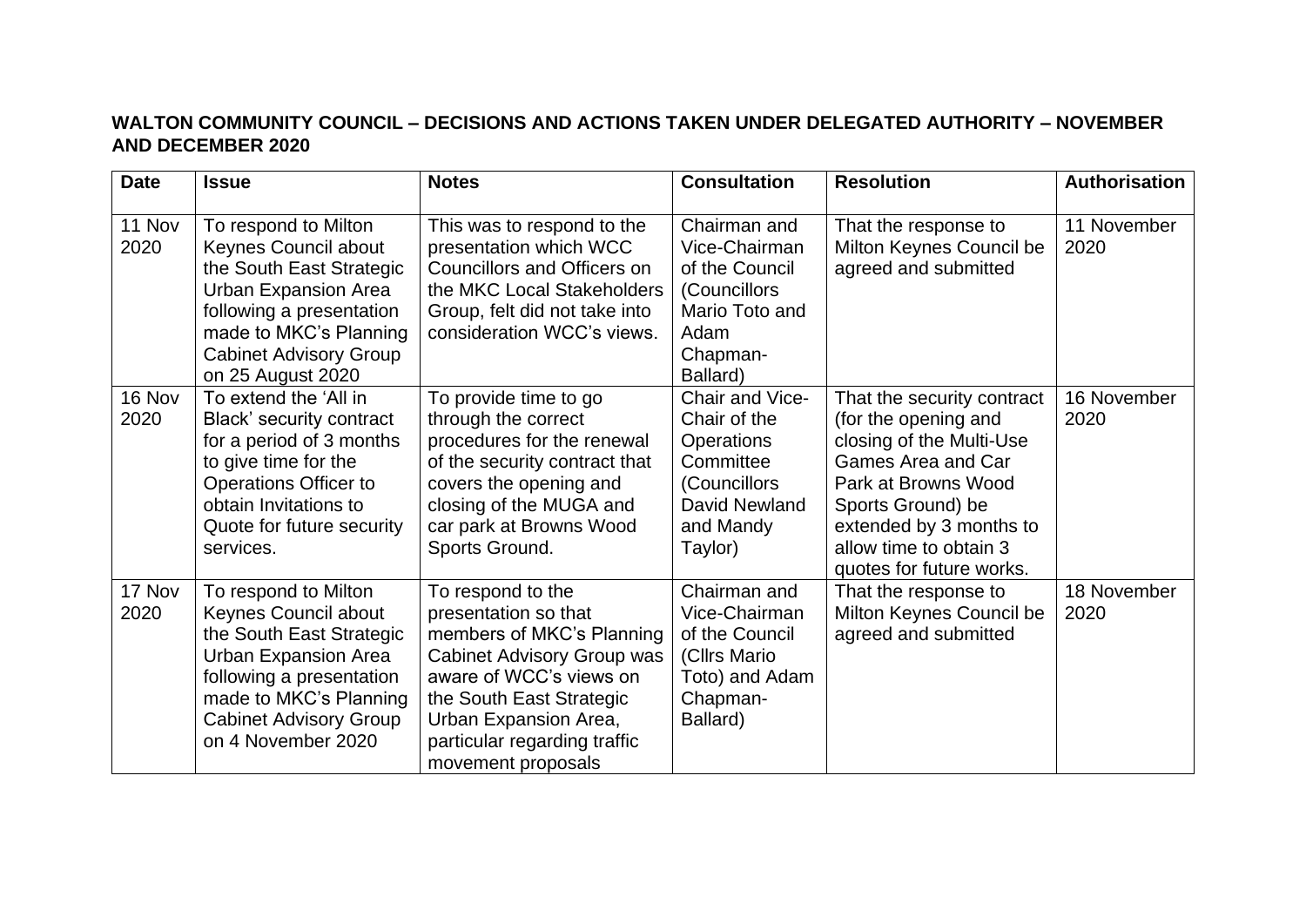**WALTON COMMUNITY COUNCIL – DECISIONS AND ACTIONS TAKEN UNDER DELEGATED AUTHORITY – NOVEMBER AND DECEMBER 2020**

| Date | Issue | Notes | Consultation | Resolution | Authorisation |
|---|---|---|---|---|---|
| 11 Nov 2020 | To respond to Milton Keynes Council about the South East Strategic Urban Expansion Area following a presentation made to MKC's Planning Cabinet Advisory Group on 25 August 2020 | This was to respond to the presentation which WCC Councillors and Officers on the MKC Local Stakeholders Group, felt did not take into consideration WCC's views. | Chairman and Vice-Chairman of the Council (Councillors Mario Toto and Adam Chapman-Ballard) | That the response to Milton Keynes Council be agreed and submitted | 11 November 2020 |
| 16 Nov 2020 | To extend the 'All in Black' security contract for a period of 3 months to give time for the Operations Officer to obtain Invitations to Quote for future security services. | To provide time to go through the correct procedures for the renewal of the security contract that covers the opening and closing of the MUGA and car park at Browns Wood Sports Ground. | Chair and Vice-Chair of the Operations Committee (Councillors David Newland and Mandy Taylor) | That the security contract (for the opening and closing of the Multi-Use Games Area and Car Park at Browns Wood Sports Ground) be extended by 3 months to allow time to obtain 3 quotes for future works. | 16 November 2020 |
| 17 Nov 2020 | To respond to Milton Keynes Council about the South East Strategic Urban Expansion Area following a presentation made to MKC's Planning Cabinet Advisory Group on 4 November 2020 | To respond to the presentation so that members of MKC's Planning Cabinet Advisory Group was aware of WCC's views on the South East Strategic Urban Expansion Area, particular regarding traffic movement proposals | Chairman and Vice-Chairman of the Council (Cllrs Mario Toto) and Adam Chapman-Ballard) | That the response to Milton Keynes Council be agreed and submitted | 18 November 2020 |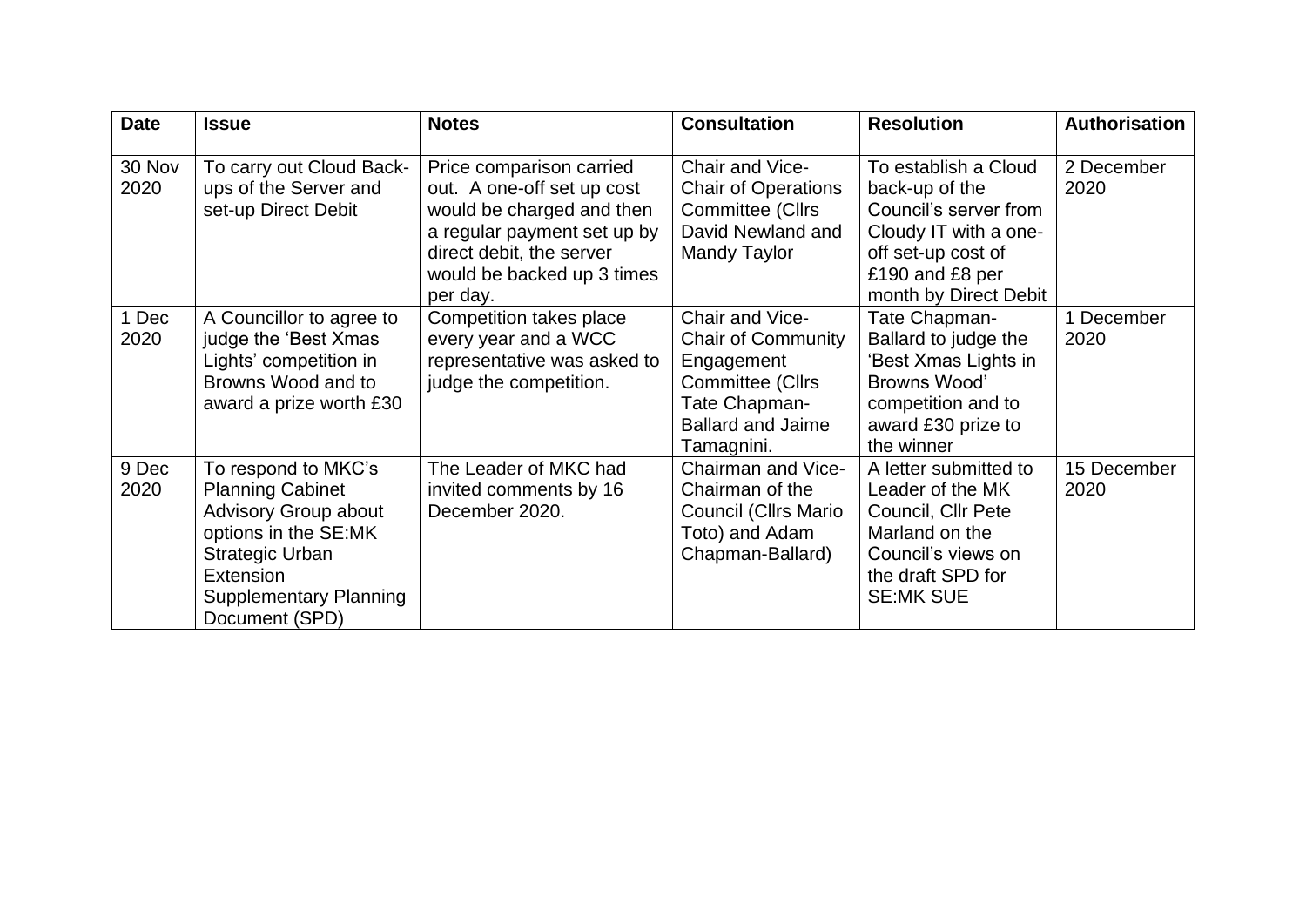| Date | Issue | Notes | Consultation | Resolution | Authorisation |
|---|---|---|---|---|---|
| 30 Nov 2020 | To carry out Cloud Back-ups of the Server and set-up Direct Debit | Price comparison carried out. A one-off set up cost would be charged and then a regular payment set up by direct debit, the server would be backed up 3 times per day. | Chair and Vice-Chair of Operations Committee (Cllrs David Newland and Mandy Taylor | To establish a Cloud back-up of the Council's server from Cloudy IT with a one-off set-up cost of £190 and £8 per month by Direct Debit | 2 December 2020 |
| 1 Dec 2020 | A Councillor to agree to judge the 'Best Xmas Lights' competition in Browns Wood and to award a prize worth £30 | Competition takes place every year and a WCC representative was asked to judge the competition. | Chair and Vice-Chair of Community Engagement Committee (Cllrs Tate Chapman-Ballard and Jaime Tamagnini. | Tate Chapman-Ballard to judge the 'Best Xmas Lights in Browns Wood' competition and to award £30 prize to the winner | 1 December 2020 |
| 9 Dec 2020 | To respond to MKC's Planning Cabinet Advisory Group about options in the SE:MK Strategic Urban Extension Supplementary Planning Document (SPD) | The Leader of MKC had invited comments by 16 December 2020. | Chairman and Vice-Chairman of the Council (Cllrs Mario Toto) and Adam Chapman-Ballard) | A letter submitted to Leader of the MK Council, Cllr Pete Marland on the Council's views on the draft SPD for SE:MK SUE | 15 December 2020 |